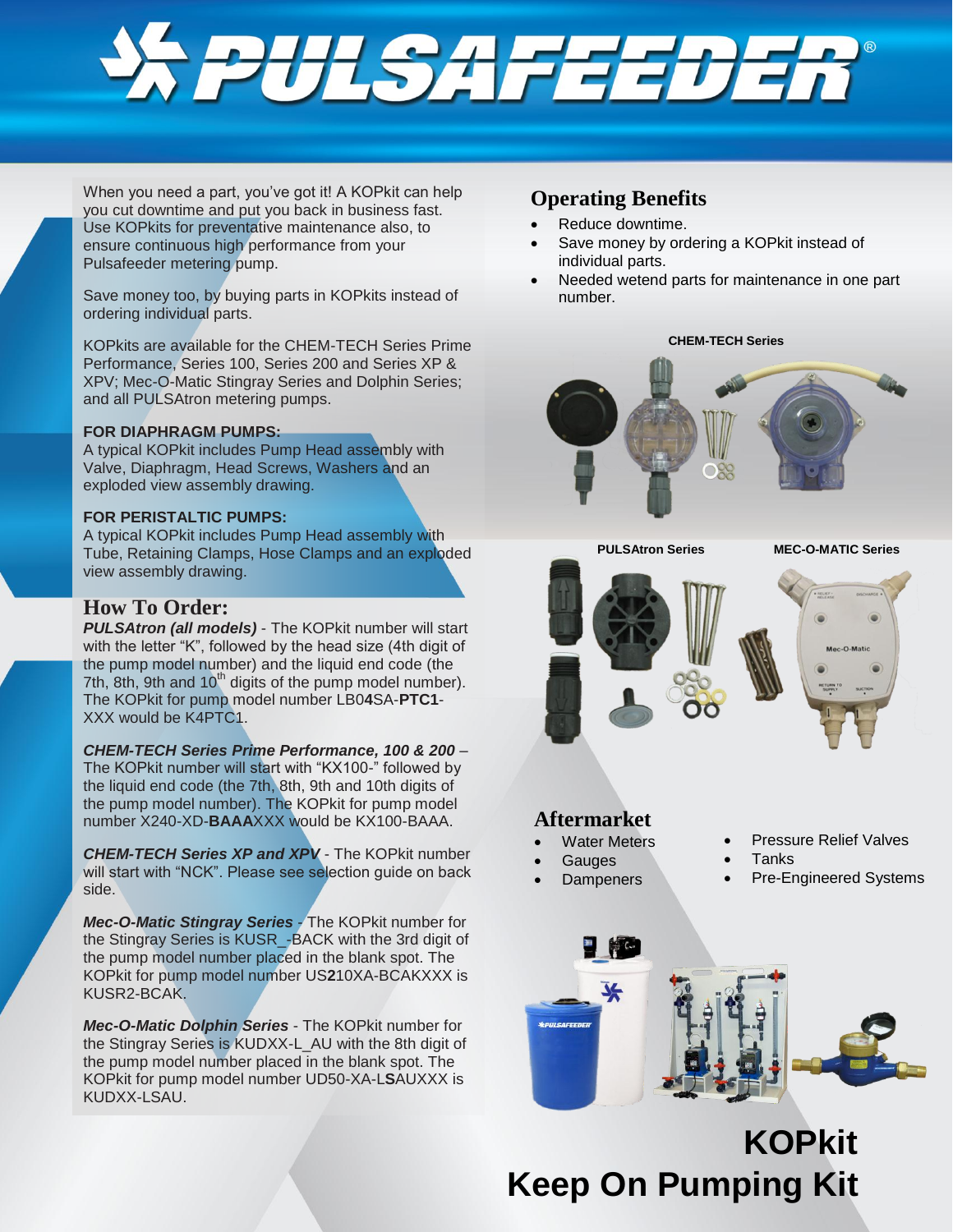# PULSAFEEDER®

When you need a part, you've got it! A KOPkit can help you cut downtime and put you back in business fast. Use KOPkits for preventative maintenance also, to ensure continuous high performance from your Pulsafeeder metering pump.

Save money too, by buying parts in KOPkits instead of ordering individual parts.

KOPkits are available for the CHEM-TECH Series Prime Performance, Series 100, Series 200 and Series XP & XPV; Mec-O-Matic Stingray Series and Dolphin Series; and all PULSAtron metering pumps.

**FOR DIAPHRAGM PUMPS:**
A typical KOPkit includes Pump Head assembly with Valve, Diaphragm, Head Screws, Washers and an exploded view assembly drawing.

**FOR PERISTALTIC PUMPS:**
A typical KOPkit includes Pump Head assembly with Tube, Retaining Clamps, Hose Clamps and an exploded view assembly drawing.

## How To Order:

***PULSAtron (all models)*** - The KOPkit number will start with the letter "K", followed by the head size (4th digit of the pump model number) and the liquid end code (the 7th, 8th, 9th and 10th digits of the pump model number). The KOPkit for pump model number LB0**4**SA-**PTC1**-XXX would be K4PTC1.

***CHEM-TECH Series Prime Performance, 100 & 200*** – The KOPkit number will start with "KX100-" followed by the liquid end code (the 7th, 8th, 9th and 10th digits of the pump model number). The KOPkit for pump model number X240-XD-**BAAA**XXX would be KX100-BAAA.

***CHEM-TECH Series XP and XPV*** - The KOPkit number will start with "NCK". Please see selection guide on back side.

***Mec-O-Matic Stingray Series*** - The KOPkit number for the Stingray Series is KUSR_-BACK with the 3rd digit of the pump model number placed in the blank spot. The KOPkit for pump model number US**2**10XA-BCAKXXX is KUSR2-BCAK.

***Mec-O-Matic Dolphin Series*** - The KOPkit number for the Stingray Series is KUDXX-L_AU with the 8th digit of the pump model number placed in the blank spot. The KOPkit for pump model number UD50-XA-L**S**AUXXX is KUDXX-LSAU.

## Operating Benefits

- Reduce downtime.
- Save money by ordering a KOPkit instead of individual parts.
- Needed wetend parts for maintenance in one part number.

CHEM-TECH Series

PULSAtron Series

MEC-O-MATIC Series

## Aftermarket

- Water Meters
- Gauges
- Dampeners
- Pressure Relief Valves
- Tanks
- Pre-Engineered Systems

# KOPkit
# Keep On Pumping Kit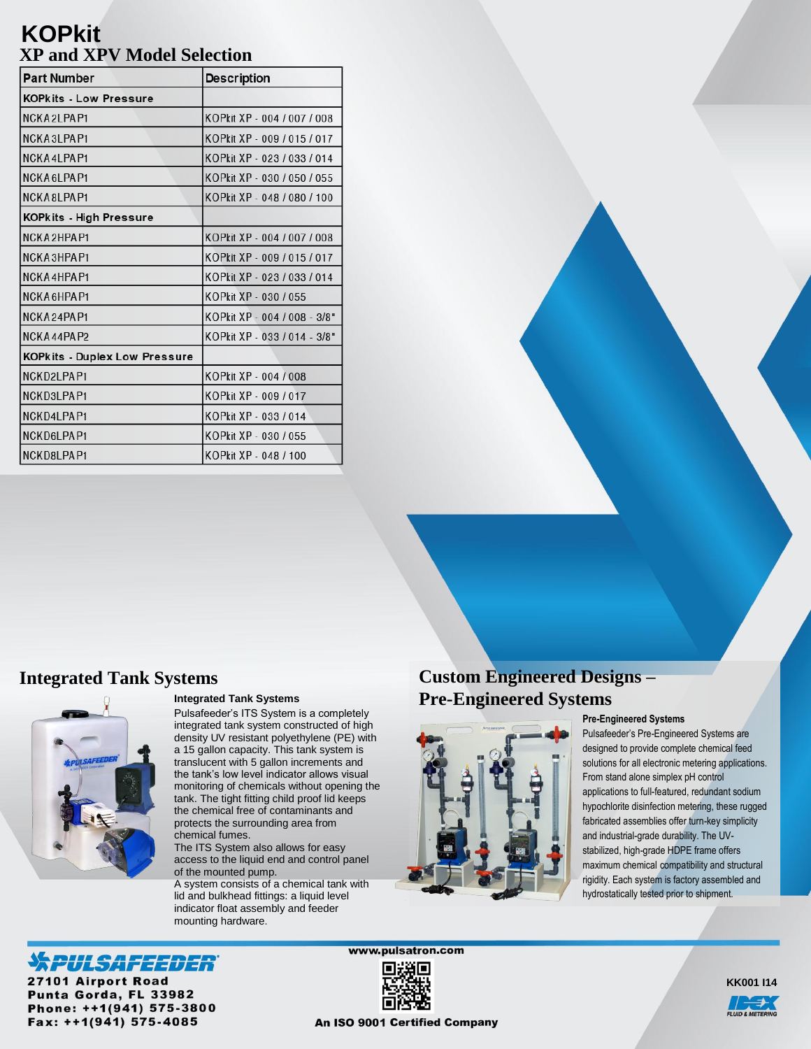# KOPkit

## XP and XPV Model Selection

| Part Number | Description |
|---|---|
| **KOPkits - Low Pressure** | |
| NCKA2LPAP1 | KOPkit XP - 004 / 007 / 008 |
| NCKA3LPAP1 | KOPkit XP - 009 / 015 / 017 |
| NCKA4LPAP1 | KOPkit XP - 023 / 033 / 014 |
| NCKA6LPAP1 | KOPkit XP - 030 / 050 / 055 |
| NCKA8LPAP1 | KOPkit XP - 048 / 080 / 100 |
| **KOPkits - High Pressure** | |
| NCKA2HPAP1 | KOPkit XP - 004 / 007 / 008 |
| NCKA3HPAP1 | KOPkit XP - 009 / 015 / 017 |
| NCKA4HPAP1 | KOPkit XP - 023 / 033 / 014 |
| NCKA6HPAP1 | KOPkit XP - 030 / 055 |
| NCKA24PAP1 | KOPkit XP - 004 / 008 - 3/8" |
| NCKA44PAP2 | KOPkit XP - 033 / 014 - 3/8" |
| **KOPkits - Duplex Low Pressure** | |
| NCKD2LPAP1 | KOPkit XP - 004 / 008 |
| NCKD3LPAP1 | KOPkit XP - 009 / 017 |
| NCKD4LPAP1 | KOPkit XP - 033 / 014 |
| NCKD6LPAP1 | KOPkit XP - 030 / 055 |
| NCKD8LPAP1 | KOPkit XP - 048 / 100 |

## Integrated Tank Systems

**Integrated Tank Systems**

Pulsafeeder's ITS System is a completely integrated tank system constructed of high density UV resistant polyethylene (PE) with a 15 gallon capacity. This tank system is translucent with 5 gallon increments and the tank's low level indicator allows visual monitoring of chemicals without opening the tank. The tight fitting child proof lid keeps the chemical free of contaminants and protects the surrounding area from chemical fumes.

The ITS System also allows for easy access to the liquid end and control panel of the mounted pump.

A system consists of a chemical tank with lid and bulkhead fittings: a liquid level indicator float assembly and feeder mounting hardware.

## Custom Engineered Designs – Pre-Engineered Systems

**Pre-Engineered Systems**

Pulsafeeder's Pre-Engineered Systems are designed to provide complete chemical feed solutions for all electronic metering applications. From stand alone simplex pH control applications to full-featured, redundant sodium hypochlorite disinfection metering, these rugged fabricated assemblies offer turn-key simplicity and industrial-grade durability. The UV-stabilized, high-grade HDPE frame offers maximum chemical compatibility and structural rigidity. Each system is factory assembled and hydrostatically tested prior to shipment.

**PULSAFEEDER**

27101 Airport Road
Punta Gorda, FL 33982
Phone: ++1(941) 575-3800
Fax: ++1(941) 575-4085

www.pulsatron.com

An ISO 9001 Certified Company

KK001 I14

IDEX FLUID & METERING